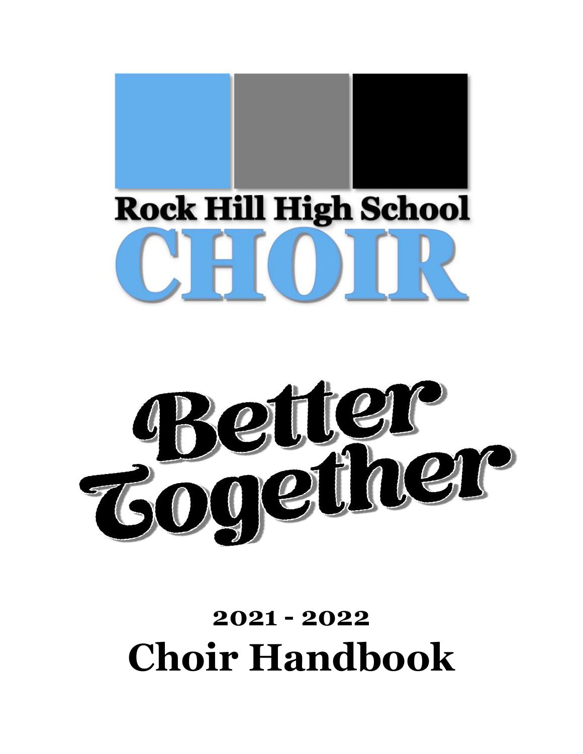# Rock Hill High School

# CHOIR

# Better Together

## 2021 - 2022

# Choir Handbook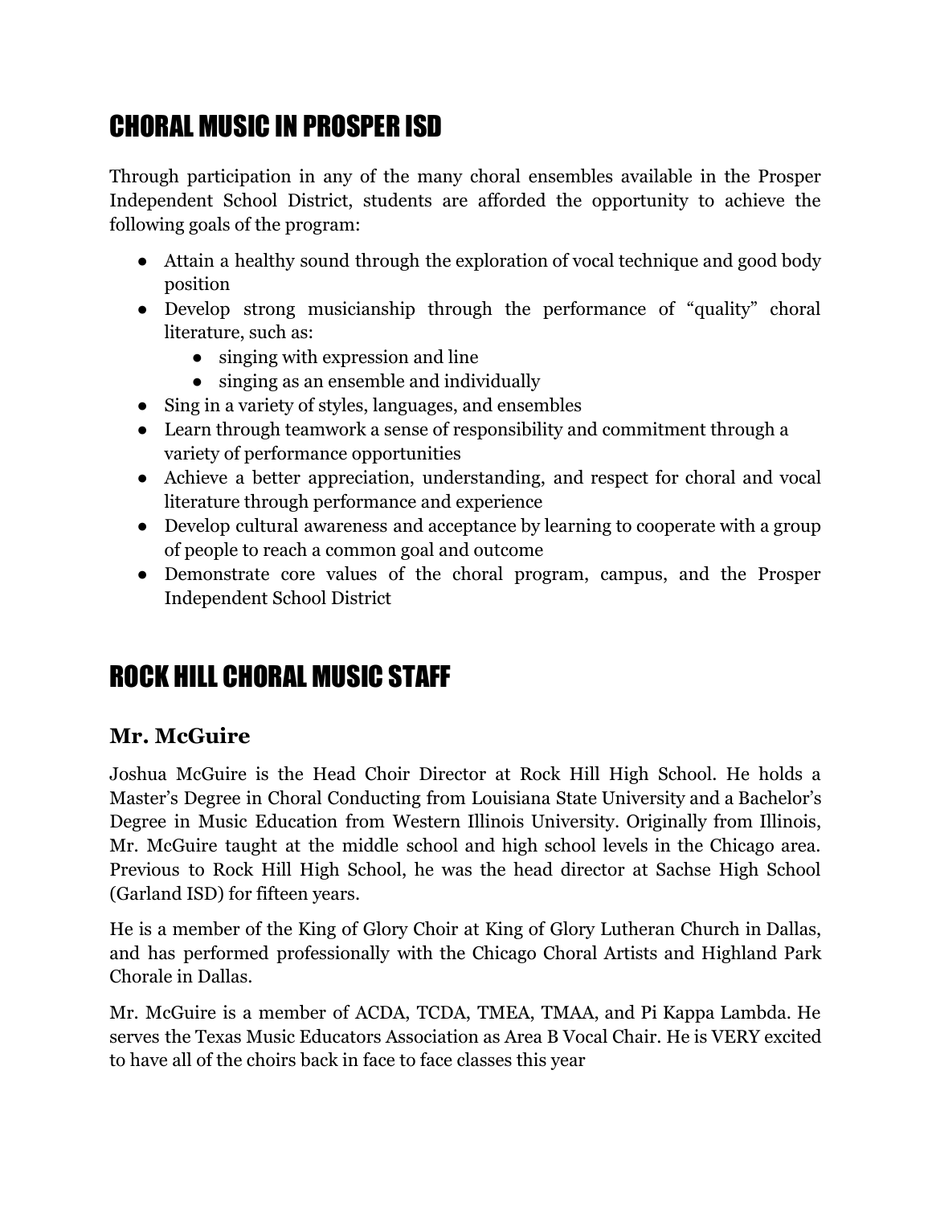## CHORAL MUSIC IN PROSPER ISD

Through participation in any of the many choral ensembles available in the Prosper Independent School District, students are afforded the opportunity to achieve the following goals of the program:

- Attain a healthy sound through the exploration of vocal technique and good body position
- Develop strong musicianship through the performance of "quality" choral literature, such as:
  - singing with expression and line
  - singing as an ensemble and individually
- Sing in a variety of styles, languages, and ensembles
- Learn through teamwork a sense of responsibility and commitment through a variety of performance opportunities
- Achieve a better appreciation, understanding, and respect for choral and vocal literature through performance and experience
- Develop cultural awareness and acceptance by learning to cooperate with a group of people to reach a common goal and outcome
- Demonstrate core values of the choral program, campus, and the Prosper Independent School District

## ROCK HILL CHORAL MUSIC STAFF

### Mr. McGuire

Joshua McGuire is the Head Choir Director at Rock Hill High School. He holds a Master's Degree in Choral Conducting from Louisiana State University and a Bachelor's Degree in Music Education from Western Illinois University. Originally from Illinois, Mr. McGuire taught at the middle school and high school levels in the Chicago area. Previous to Rock Hill High School, he was the head director at Sachse High School (Garland ISD) for fifteen years.

He is a member of the King of Glory Choir at King of Glory Lutheran Church in Dallas, and has performed professionally with the Chicago Choral Artists and Highland Park Chorale in Dallas.

Mr. McGuire is a member of ACDA, TCDA, TMEA, TMAA, and Pi Kappa Lambda. He serves the Texas Music Educators Association as Area B Vocal Chair. He is VERY excited to have all of the choirs back in face to face classes this year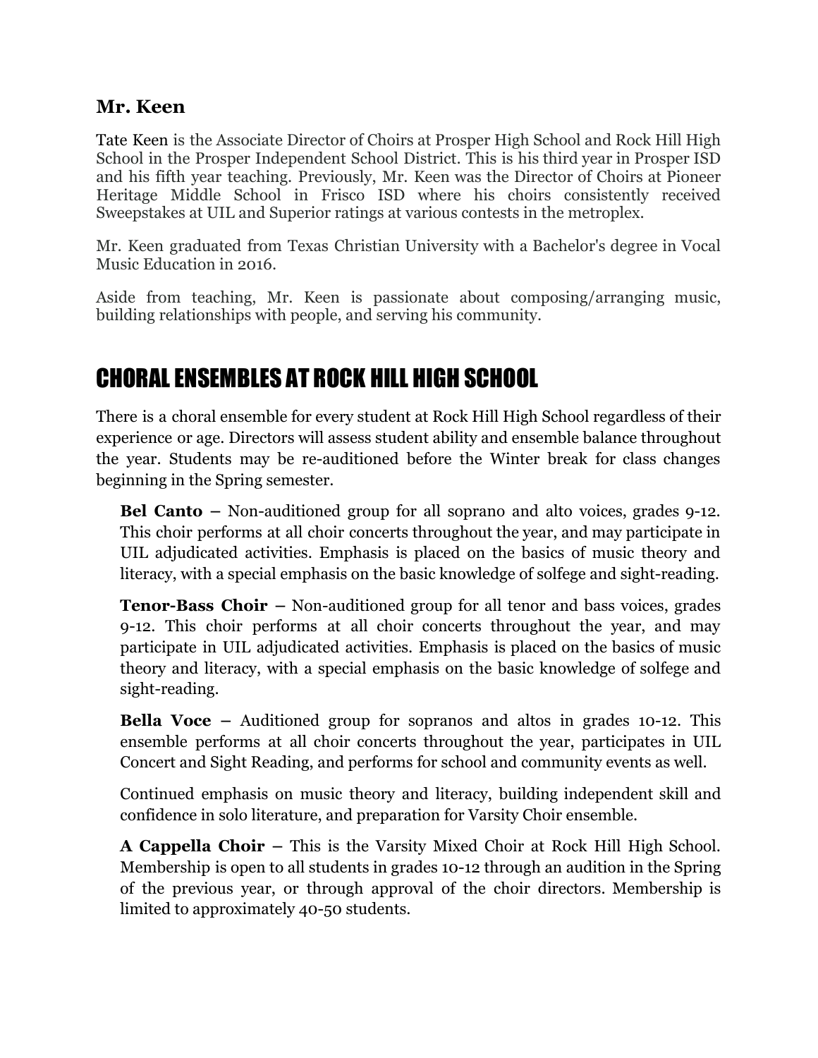### Mr. Keen

Tate Keen is the Associate Director of Choirs at Prosper High School and Rock Hill High School in the Prosper Independent School District. This is his third year in Prosper ISD and his fifth year teaching. Previously, Mr. Keen was the Director of Choirs at Pioneer Heritage Middle School in Frisco ISD where his choirs consistently received Sweepstakes at UIL and Superior ratings at various contests in the metroplex.

Mr. Keen graduated from Texas Christian University with a Bachelor's degree in Vocal Music Education in 2016.

Aside from teaching, Mr. Keen is passionate about composing/arranging music, building relationships with people, and serving his community.

## CHORAL ENSEMBLES AT ROCK HILL HIGH SCHOOL

There is a choral ensemble for every student at Rock Hill High School regardless of their experience or age. Directors will assess student ability and ensemble balance throughout the year. Students may be re-auditioned before the Winter break for class changes beginning in the Spring semester.

**Bel Canto –** Non-auditioned group for all soprano and alto voices, grades 9-12. This choir performs at all choir concerts throughout the year, and may participate in UIL adjudicated activities. Emphasis is placed on the basics of music theory and literacy, with a special emphasis on the basic knowledge of solfege and sight-reading.

**Tenor-Bass Choir –** Non-auditioned group for all tenor and bass voices, grades 9-12. This choir performs at all choir concerts throughout the year, and may participate in UIL adjudicated activities. Emphasis is placed on the basics of music theory and literacy, with a special emphasis on the basic knowledge of solfege and sight-reading.

**Bella Voce –** Auditioned group for sopranos and altos in grades 10-12. This ensemble performs at all choir concerts throughout the year, participates in UIL Concert and Sight Reading, and performs for school and community events as well.

Continued emphasis on music theory and literacy, building independent skill and confidence in solo literature, and preparation for Varsity Choir ensemble.

**A Cappella Choir –** This is the Varsity Mixed Choir at Rock Hill High School. Membership is open to all students in grades 10-12 through an audition in the Spring of the previous year, or through approval of the choir directors. Membership is limited to approximately 40-50 students.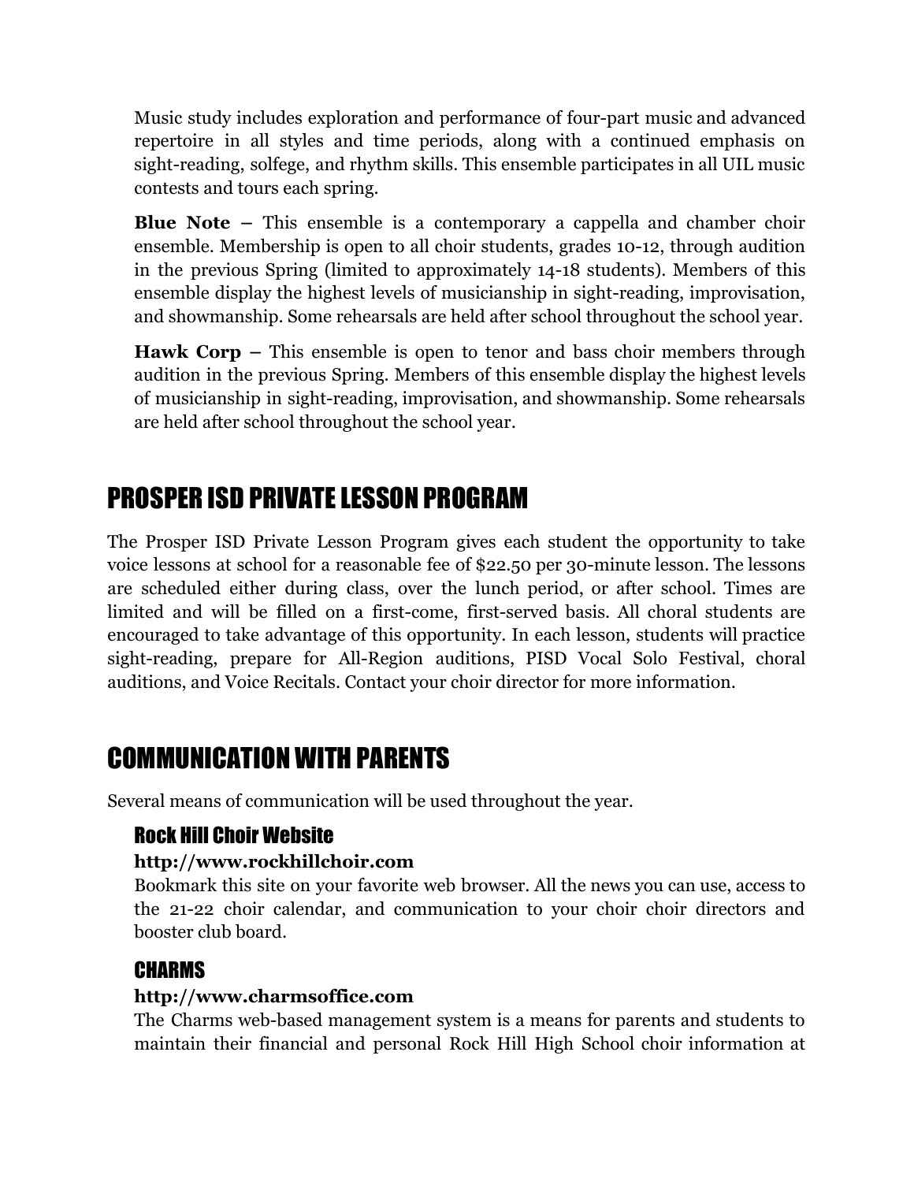Music study includes exploration and performance of four-part music and advanced repertoire in all styles and time periods, along with a continued emphasis on sight-reading, solfege, and rhythm skills. This ensemble participates in all UIL music contests and tours each spring.

**Blue Note –** This ensemble is a contemporary a cappella and chamber choir ensemble. Membership is open to all choir students, grades 10-12, through audition in the previous Spring (limited to approximately 14-18 students). Members of this ensemble display the highest levels of musicianship in sight-reading, improvisation, and showmanship. Some rehearsals are held after school throughout the school year.

**Hawk Corp –** This ensemble is open to tenor and bass choir members through audition in the previous Spring. Members of this ensemble display the highest levels of musicianship in sight-reading, improvisation, and showmanship. Some rehearsals are held after school throughout the school year.

## PROSPER ISD PRIVATE LESSON PROGRAM

The Prosper ISD Private Lesson Program gives each student the opportunity to take voice lessons at school for a reasonable fee of $22.50 per 30-minute lesson. The lessons are scheduled either during class, over the lunch period, or after school. Times are limited and will be filled on a first-come, first-served basis. All choral students are encouraged to take advantage of this opportunity. In each lesson, students will practice sight-reading, prepare for All-Region auditions, PISD Vocal Solo Festival, choral auditions, and Voice Recitals. Contact your choir director for more information.

## COMMUNICATION WITH PARENTS

Several means of communication will be used throughout the year.

### Rock Hill Choir Website

**http://www.rockhillchoir.com**

Bookmark this site on your favorite web browser. All the news you can use, access to the 21-22 choir calendar, and communication to your choir choir directors and booster club board.

### CHARMS

**http://www.charmsoffice.com**

The Charms web-based management system is a means for parents and students to maintain their financial and personal Rock Hill High School choir information at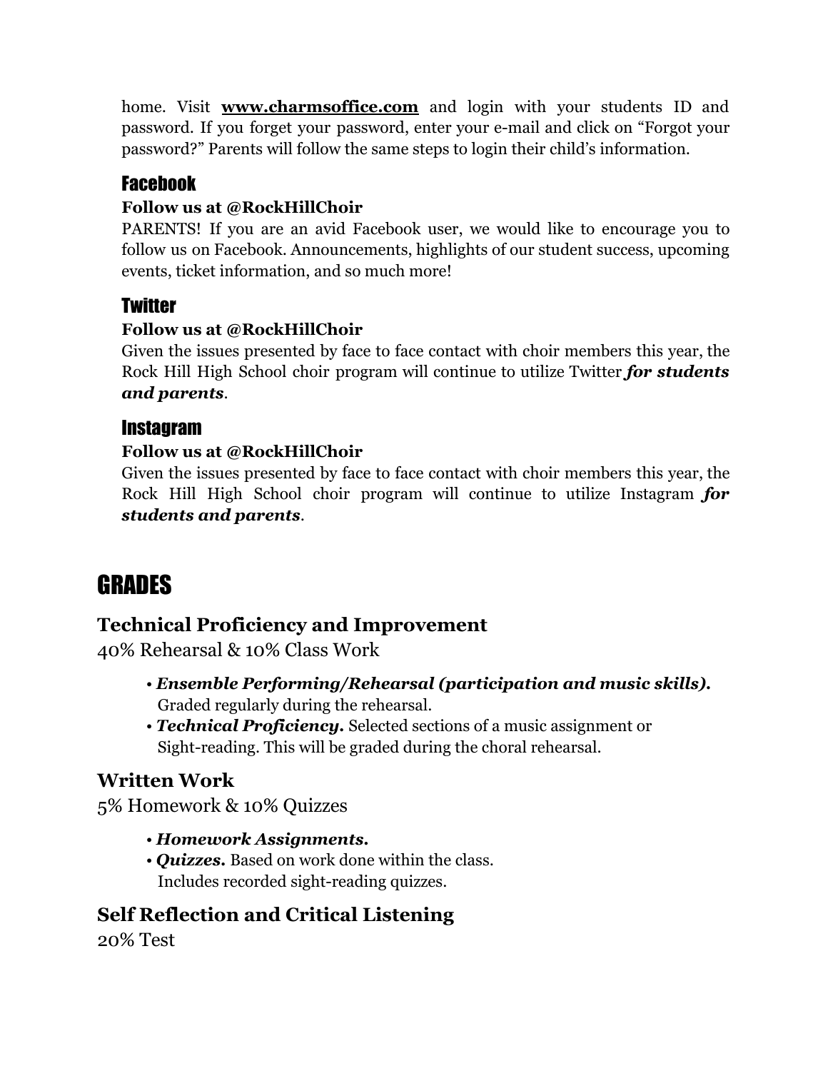home. Visit **www.charmsoffice.com** and login with your students ID and password. If you forget your password, enter your e-mail and click on "Forgot your password?" Parents will follow the same steps to login their child's information.

### Facebook

**Follow us at @RockHillChoir**

PARENTS! If you are an avid Facebook user, we would like to encourage you to follow us on Facebook. Announcements, highlights of our student success, upcoming events, ticket information, and so much more!

### Twitter

**Follow us at @RockHillChoir**

Given the issues presented by face to face contact with choir members this year, the Rock Hill High School choir program will continue to utilize Twitter ***for students and parents***.

### Instagram

**Follow us at @RockHillChoir**

Given the issues presented by face to face contact with choir members this year, the Rock Hill High School choir program will continue to utilize Instagram ***for students and parents***.

# GRADES

## Technical Proficiency and Improvement

40% Rehearsal & 10% Class Work

- ***Ensemble Performing/Rehearsal (participation and music skills).*** Graded regularly during the rehearsal.
- ***Technical Proficiency.*** Selected sections of a music assignment or Sight-reading. This will be graded during the choral rehearsal.

## Written Work

5% Homework & 10% Quizzes

- ***Homework Assignments.***
- ***Quizzes.*** Based on work done within the class. Includes recorded sight-reading quizzes.

## Self Reflection and Critical Listening

20% Test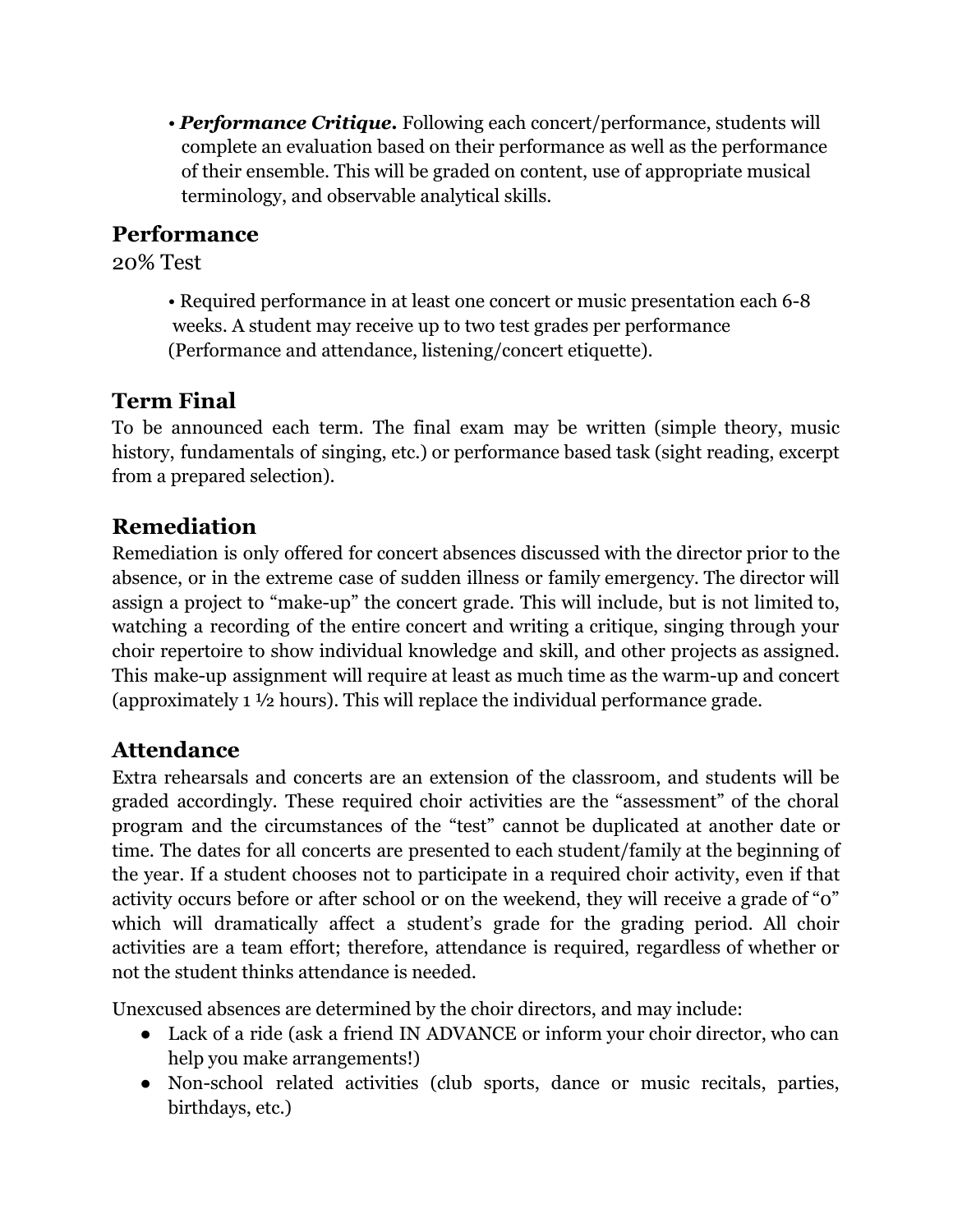- ***Performance Critique.*** Following each concert/performance, students will complete an evaluation based on their performance as well as the performance of their ensemble. This will be graded on content, use of appropriate musical terminology, and observable analytical skills.

## Performance

20% Test

- Required performance in at least one concert or music presentation each 6-8 weeks. A student may receive up to two test grades per performance (Performance and attendance, listening/concert etiquette).

## Term Final

To be announced each term. The final exam may be written (simple theory, music history, fundamentals of singing, etc.) or performance based task (sight reading, excerpt from a prepared selection).

## Remediation

Remediation is only offered for concert absences discussed with the director prior to the absence, or in the extreme case of sudden illness or family emergency. The director will assign a project to "make-up" the concert grade. This will include, but is not limited to, watching a recording of the entire concert and writing a critique, singing through your choir repertoire to show individual knowledge and skill, and other projects as assigned. This make-up assignment will require at least as much time as the warm-up and concert (approximately 1 ½ hours). This will replace the individual performance grade.

## Attendance

Extra rehearsals and concerts are an extension of the classroom, and students will be graded accordingly. These required choir activities are the "assessment" of the choral program and the circumstances of the "test" cannot be duplicated at another date or time. The dates for all concerts are presented to each student/family at the beginning of the year. If a student chooses not to participate in a required choir activity, even if that activity occurs before or after school or on the weekend, they will receive a grade of "0" which will dramatically affect a student's grade for the grading period. All choir activities are a team effort; therefore, attendance is required, regardless of whether or not the student thinks attendance is needed.

Unexcused absences are determined by the choir directors, and may include:

- Lack of a ride (ask a friend IN ADVANCE or inform your choir director, who can help you make arrangements!)
- Non-school related activities (club sports, dance or music recitals, parties, birthdays, etc.)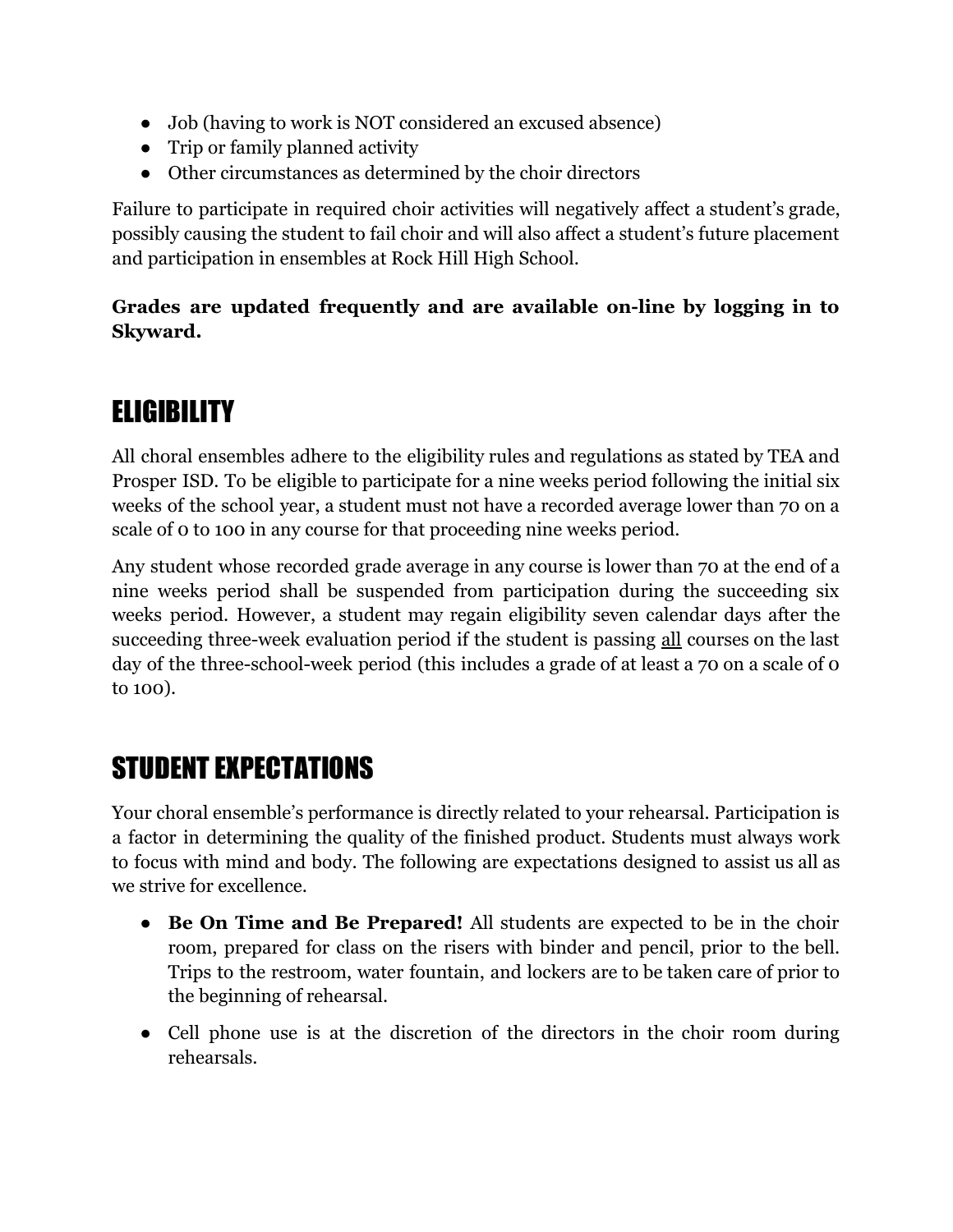- Job (having to work is NOT considered an excused absence)
- Trip or family planned activity
- Other circumstances as determined by the choir directors

Failure to participate in required choir activities will negatively affect a student's grade, possibly causing the student to fail choir and will also affect a student's future placement and participation in ensembles at Rock Hill High School.

**Grades are updated frequently and are available on-line by logging in to Skyward.**

# ELIGIBILITY

All choral ensembles adhere to the eligibility rules and regulations as stated by TEA and Prosper ISD. To be eligible to participate for a nine weeks period following the initial six weeks of the school year, a student must not have a recorded average lower than 70 on a scale of 0 to 100 in any course for that proceeding nine weeks period.

Any student whose recorded grade average in any course is lower than 70 at the end of a nine weeks period shall be suspended from participation during the succeeding six weeks period. However, a student may regain eligibility seven calendar days after the succeeding three-week evaluation period if the student is passing all courses on the last day of the three-school-week period (this includes a grade of at least a 70 on a scale of 0 to 100).

# STUDENT EXPECTATIONS

Your choral ensemble's performance is directly related to your rehearsal. Participation is a factor in determining the quality of the finished product. Students must always work to focus with mind and body. The following are expectations designed to assist us all as we strive for excellence.

- **Be On Time and Be Prepared!** All students are expected to be in the choir room, prepared for class on the risers with binder and pencil, prior to the bell. Trips to the restroom, water fountain, and lockers are to be taken care of prior to the beginning of rehearsal.
- Cell phone use is at the discretion of the directors in the choir room during rehearsals.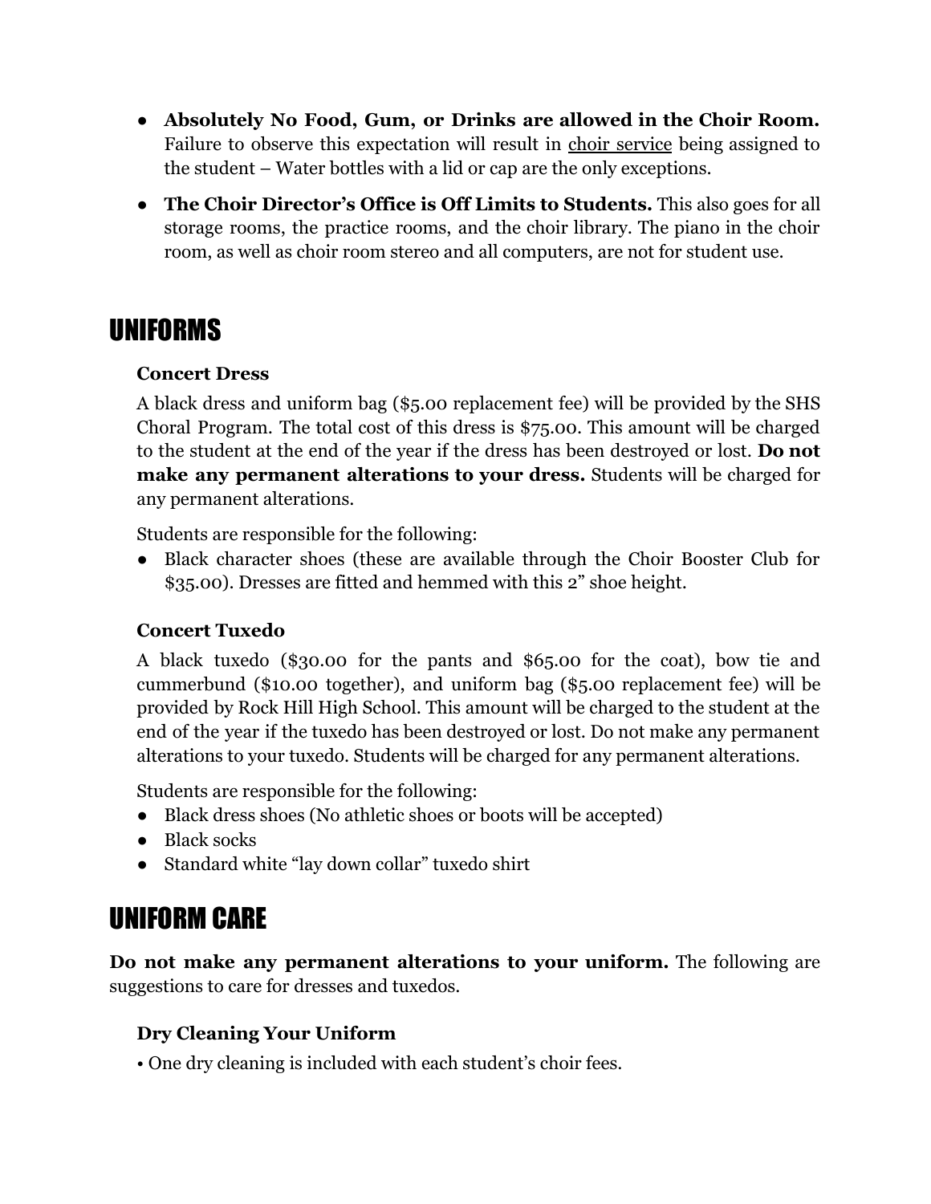- **Absolutely No Food, Gum, or Drinks are allowed in the Choir Room.** Failure to observe this expectation will result in choir service being assigned to the student – Water bottles with a lid or cap are the only exceptions.
- **The Choir Director's Office is Off Limits to Students.** This also goes for all storage rooms, the practice rooms, and the choir library. The piano in the choir room, as well as choir room stereo and all computers, are not for student use.

# UNIFORMS

### Concert Dress

A black dress and uniform bag ($5.00 replacement fee) will be provided by the SHS Choral Program. The total cost of this dress is $75.00. This amount will be charged to the student at the end of the year if the dress has been destroyed or lost. **Do not make any permanent alterations to your dress.** Students will be charged for any permanent alterations.

Students are responsible for the following:

- Black character shoes (these are available through the Choir Booster Club for $35.00). Dresses are fitted and hemmed with this 2" shoe height.

### Concert Tuxedo

A black tuxedo ($30.00 for the pants and $65.00 for the coat), bow tie and cummerbund ($10.00 together), and uniform bag ($5.00 replacement fee) will be provided by Rock Hill High School. This amount will be charged to the student at the end of the year if the tuxedo has been destroyed or lost. Do not make any permanent alterations to your tuxedo. Students will be charged for any permanent alterations.

Students are responsible for the following:

- Black dress shoes (No athletic shoes or boots will be accepted)
- Black socks
- Standard white "lay down collar" tuxedo shirt

# UNIFORM CARE

**Do not make any permanent alterations to your uniform.** The following are suggestions to care for dresses and tuxedos.

### Dry Cleaning Your Uniform

• One dry cleaning is included with each student's choir fees.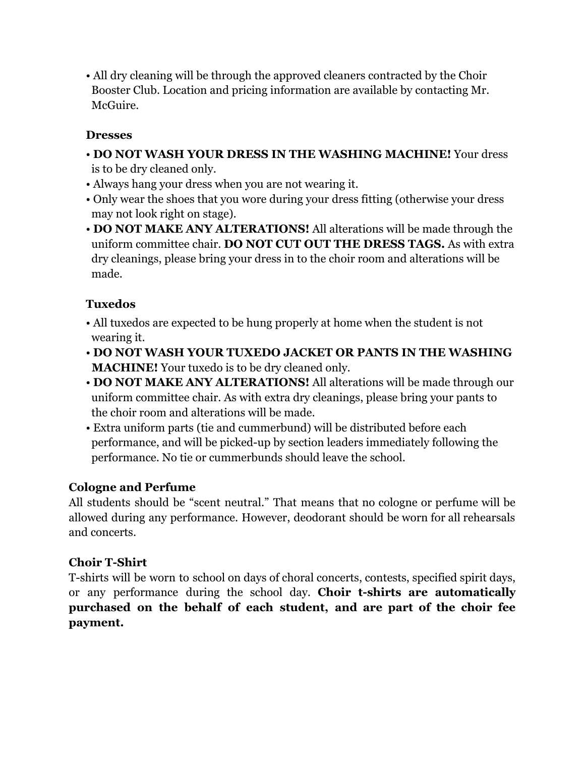- All dry cleaning will be through the approved cleaners contracted by the Choir Booster Club. Location and pricing information are available by contacting Mr. McGuire.

### Dresses

- **DO NOT WASH YOUR DRESS IN THE WASHING MACHINE!** Your dress is to be dry cleaned only.
- Always hang your dress when you are not wearing it.
- Only wear the shoes that you wore during your dress fitting (otherwise your dress may not look right on stage).
- **DO NOT MAKE ANY ALTERATIONS!** All alterations will be made through the uniform committee chair. **DO NOT CUT OUT THE DRESS TAGS.** As with extra dry cleanings, please bring your dress in to the choir room and alterations will be made.

### Tuxedos

- All tuxedos are expected to be hung properly at home when the student is not wearing it.
- **DO NOT WASH YOUR TUXEDO JACKET OR PANTS IN THE WASHING MACHINE!** Your tuxedo is to be dry cleaned only.
- **DO NOT MAKE ANY ALTERATIONS!** All alterations will be made through our uniform committee chair. As with extra dry cleanings, please bring your pants to the choir room and alterations will be made.
- Extra uniform parts (tie and cummerbund) will be distributed before each performance, and will be picked-up by section leaders immediately following the performance. No tie or cummerbunds should leave the school.

## Cologne and Perfume

All students should be "scent neutral." That means that no cologne or perfume will be allowed during any performance. However, deodorant should be worn for all rehearsals and concerts.

## Choir T-Shirt

T-shirts will be worn to school on days of choral concerts, contests, specified spirit days, or any performance during the school day. **Choir t-shirts are automatically purchased on the behalf of each student, and are part of the choir fee payment.**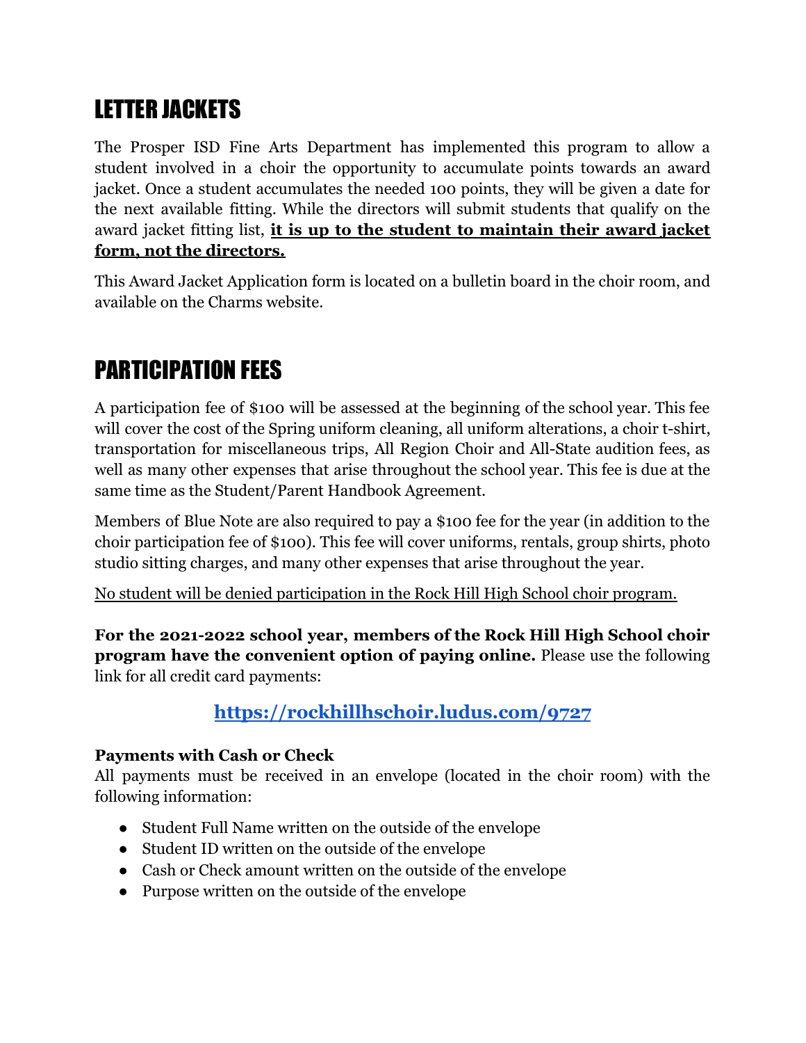# LETTER JACKETS

The Prosper ISD Fine Arts Department has implemented this program to allow a student involved in a choir the opportunity to accumulate points towards an award jacket. Once a student accumulates the needed 100 points, they will be given a date for the next available fitting. While the directors will submit students that qualify on the award jacket fitting list, <u>**it is up to the student to maintain their award jacket form, not the directors.**</u>

This Award Jacket Application form is located on a bulletin board in the choir room, and available on the Charms website.

# PARTICIPATION FEES

A participation fee of $100 will be assessed at the beginning of the school year. This fee will cover the cost of the Spring uniform cleaning, all uniform alterations, a choir t-shirt, transportation for miscellaneous trips, All Region Choir and All-State audition fees, as well as many other expenses that arise throughout the school year. This fee is due at the same time as the Student/Parent Handbook Agreement.

Members of Blue Note are also required to pay a $100 fee for the year (in addition to the choir participation fee of $100). This fee will cover uniforms, rentals, group shirts, photo studio sitting charges, and many other expenses that arise throughout the year.

<u>No student will be denied participation in the Rock Hill High School choir program.</u>

**For the 2021-2022 school year, members of the Rock Hill High School choir program have the convenient option of paying online.** Please use the following link for all credit card payments:

**[https://rockhillhschoir.ludus.com/9727](https://rockhillhschoir.ludus.com/9727)**

**Payments with Cash or Check**
All payments must be received in an envelope (located in the choir room) with the following information:

- Student Full Name written on the outside of the envelope
- Student ID written on the outside of the envelope
- Cash or Check amount written on the outside of the envelope
- Purpose written on the outside of the envelope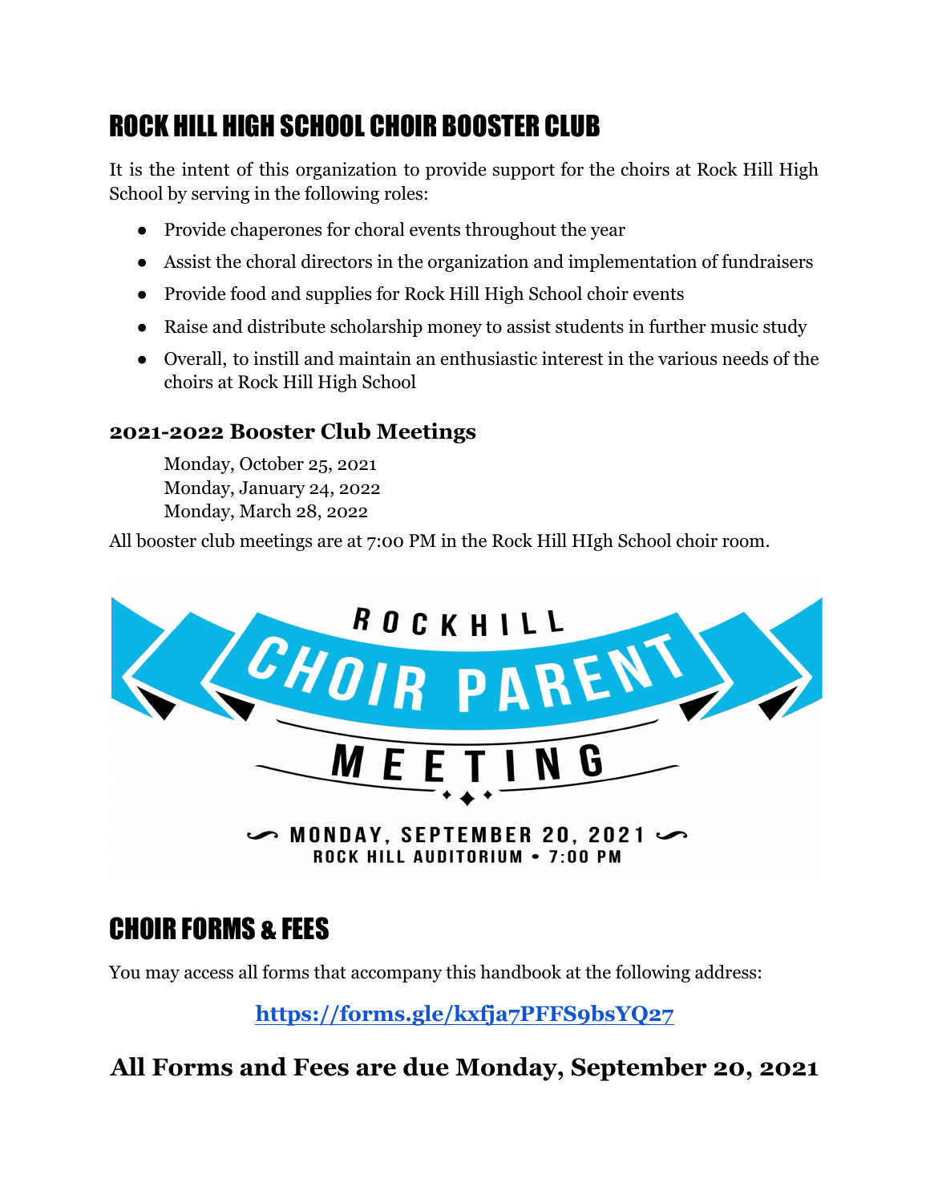## ROCK HILL HIGH SCHOOL CHOIR BOOSTER CLUB

It is the intent of this organization to provide support for the choirs at Rock Hill High School by serving in the following roles:

- Provide chaperones for choral events throughout the year
- Assist the choral directors in the organization and implementation of fundraisers
- Provide food and supplies for Rock Hill High School choir events
- Raise and distribute scholarship money to assist students in further music study
- Overall, to instill and maintain an enthusiastic interest in the various needs of the choirs at Rock Hill High School

### 2021-2022 Booster Club Meetings

Monday, October 25, 2021
Monday, January 24, 2022
Monday, March 28, 2022

All booster club meetings are at 7:00 PM in the Rock Hill HIgh School choir room.

ROCKHILL
CHOIR PARENT
MEETING
MONDAY, SEPTEMBER 20, 2021
ROCK HILL AUDITORIUM • 7:00 PM

## CHOIR FORMS & FEES

You may access all forms that accompany this handbook at the following address:

**https://forms.gle/kxfja7PFFS9bsYQ27**

### All Forms and Fees are due Monday, September 20, 2021